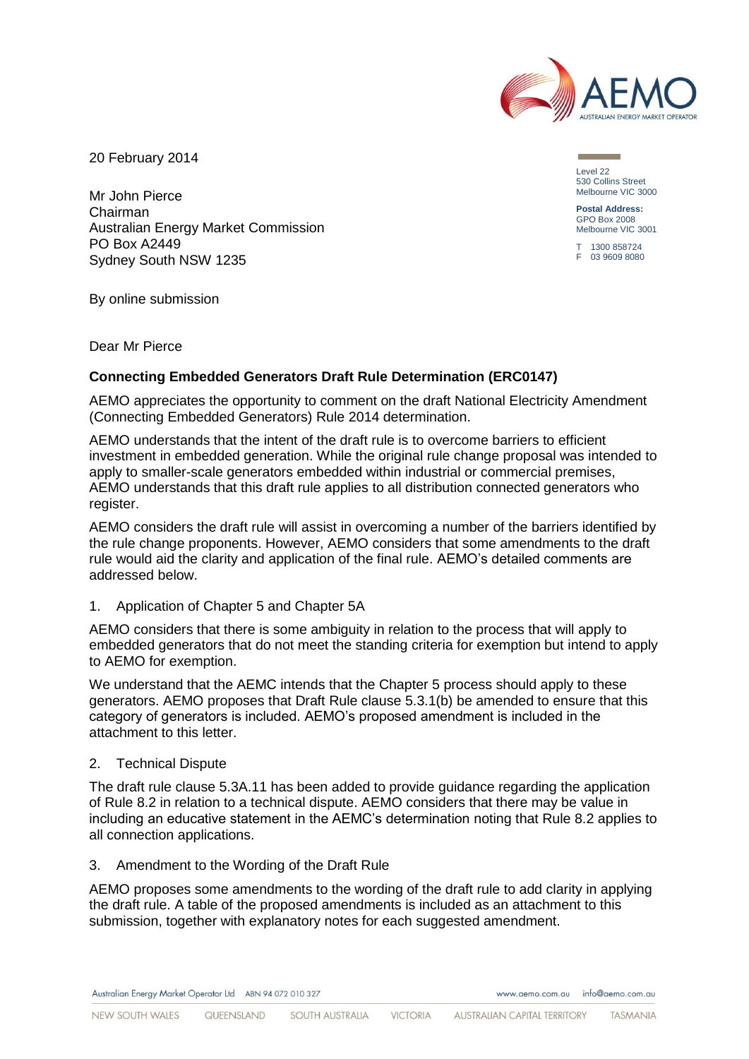20 February 2014

Mr John Pierce
Chairman
Australian Energy Market Commission
PO Box A2449
Sydney South NSW 1235

Level 22
530 Collins Street
Melbourne VIC 3000

**Postal Address:**
GPO Box 2008
Melbourne VIC 3001

T 1300 858724
F 03 9609 8080

By online submission

Dear Mr Pierce

**Connecting Embedded Generators Draft Rule Determination (ERC0147)**

AEMO appreciates the opportunity to comment on the draft National Electricity Amendment (Connecting Embedded Generators) Rule 2014 determination.

AEMO understands that the intent of the draft rule is to overcome barriers to efficient investment in embedded generation. While the original rule change proposal was intended to apply to smaller-scale generators embedded within industrial or commercial premises, AEMO understands that this draft rule applies to all distribution connected generators who register.

AEMO considers the draft rule will assist in overcoming a number of the barriers identified by the rule change proponents. However, AEMO considers that some amendments to the draft rule would aid the clarity and application of the final rule. AEMO's detailed comments are addressed below.

1. Application of Chapter 5 and Chapter 5A

AEMO considers that there is some ambiguity in relation to the process that will apply to embedded generators that do not meet the standing criteria for exemption but intend to apply to AEMO for exemption.

We understand that the AEMC intends that the Chapter 5 process should apply to these generators. AEMO proposes that Draft Rule clause 5.3.1(b) be amended to ensure that this category of generators is included. AEMO's proposed amendment is included in the attachment to this letter.

2. Technical Dispute

The draft rule clause 5.3A.11 has been added to provide guidance regarding the application of Rule 8.2 in relation to a technical dispute. AEMO considers that there may be value in including an educative statement in the AEMC's determination noting that Rule 8.2 applies to all connection applications.

3. Amendment to the Wording of the Draft Rule

AEMO proposes some amendments to the wording of the draft rule to add clarity in applying the draft rule. A table of the proposed amendments is included as an attachment to this submission, together with explanatory notes for each suggested amendment.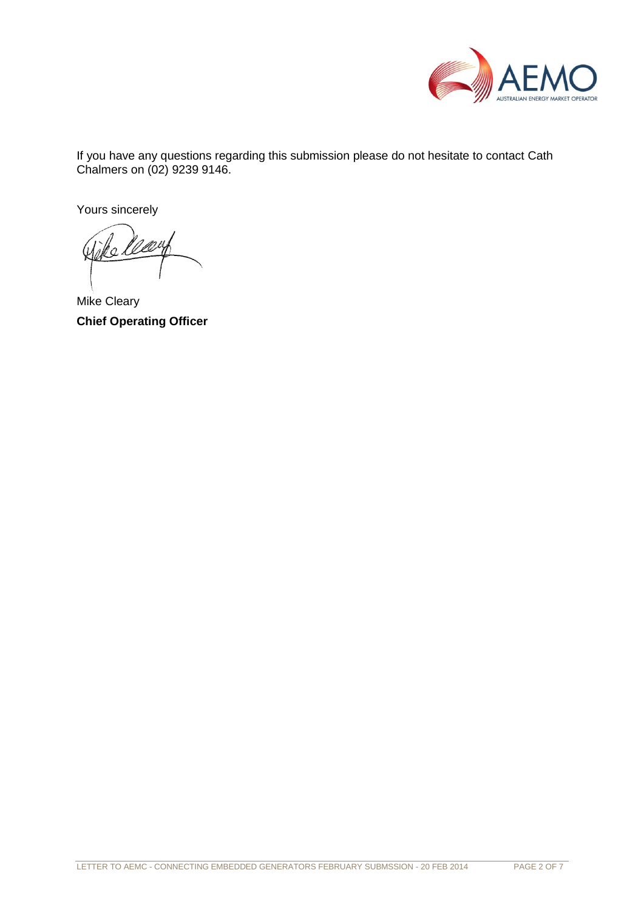If you have any questions regarding this submission please do not hesitate to contact Cath Chalmers on (02) 9239 9146.

Yours sincerely

Mike Cleary

**Chief Operating Officer**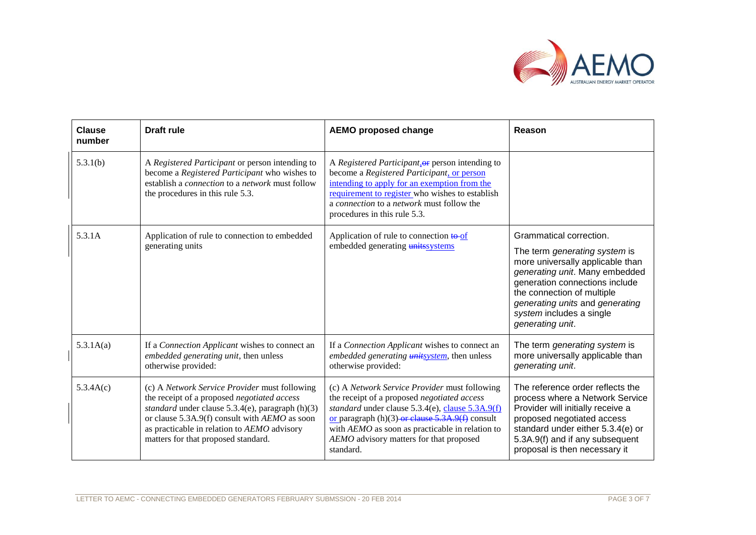| Clause number | Draft rule | AEMO proposed change | Reason |
|---|---|---|---|
| 5.3.1(b) | A *Registered Participant* or person intending to become a *Registered Participant* who wishes to establish a *connection* to a *network* must follow the procedures in this rule 5.3. | A *Registered Participant*, ~~or~~ person intending to become a *Registered Participant*, or person intending to apply for an exemption from the requirement to register who wishes to establish a *connection* to a *network* must follow the procedures in this rule 5.3. | |
| 5.3.1A | Application of rule to connection to embedded generating units | Application of rule to connection ~~to~~ of embedded generating ~~units~~systems | Grammatical correction. The term *generating system* is more universally applicable than *generating unit*. Many embedded generation connections include the connection of multiple *generating units* and *generating system* includes a single *generating unit*. |
| 5.3.1A(a) | If a *Connection Applicant* wishes to connect an *embedded generating unit*, then unless otherwise provided: | If a *Connection Applicant* wishes to connect an *embedded generating ~~unit~~system*, then unless otherwise provided: | The term *generating system* is more universally applicable than *generating unit*. |
| 5.3.4A(c) | (c) A *Network Service Provider* must following the receipt of a proposed *negotiated access standard* under clause 5.3.4(e), paragraph (h)(3) or clause 5.3A.9(f) consult with *AEMO* as soon as practicable in relation to *AEMO* advisory matters for that proposed standard. | (c) A *Network Service Provider* must following the receipt of a proposed *negotiated access standard* under clause 5.3.4(e), clause 5.3A.9(f) or paragraph (h)(3) ~~or clause 5.3A.9(f)~~ consult with *AEMO* as soon as practicable in relation to *AEMO* advisory matters for that proposed standard. | The reference order reflects the process where a Network Service Provider will initially receive a proposed negotiated access standard under either 5.3.4(e) or 5.3A.9(f) and if any subsequent proposal is then necessary it |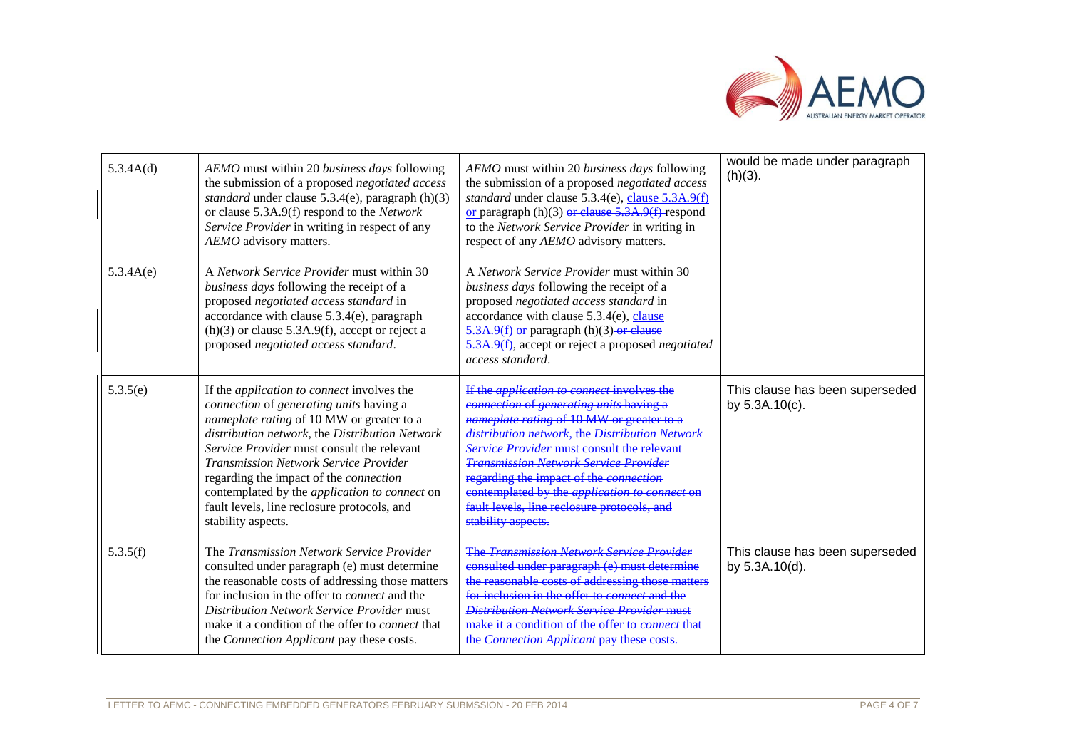| | | | would be made under paragraph (h)(3). |
|---|---|---|---|
| 5.3.4A(d) | *AEMO* must within 20 *business days* following the submission of a proposed *negotiated access standard* under clause 5.3.4(e), paragraph (h)(3) or clause 5.3A.9(f) respond to the *Network Service Provider* in writing in respect of any *AEMO* advisory matters. | *AEMO* must within 20 *business days* following the submission of a proposed *negotiated access standard* under clause 5.3.4(e), clause 5.3A.9(f) or paragraph (h)(3) ~~or clause 5.3A.9(f)~~ respond to the *Network Service Provider* in writing in respect of any *AEMO* advisory matters. | |
| 5.3.4A(e) | A *Network Service Provider* must within 30 *business days* following the receipt of a proposed *negotiated access standard* in accordance with clause 5.3.4(e), paragraph (h)(3) or clause 5.3A.9(f), accept or reject a proposed *negotiated access standard*. | A *Network Service Provider* must within 30 *business days* following the receipt of a proposed *negotiated access standard* in accordance with clause 5.3.4(e), clause 5.3A.9(f) or paragraph (h)(3) ~~or clause 5.3A.9(f)~~, accept or reject a proposed *negotiated access standard*. | |
| 5.3.5(e) | If the *application to connect* involves the *connection* of *generating units* having a *nameplate rating* of 10 MW or greater to a *distribution network*, the *Distribution Network Service Provider* must consult the relevant *Transmission Network Service Provider* regarding the impact of the *connection* contemplated by the *application to connect* on fault levels, line reclosure protocols, and stability aspects. | ~~If the *application to connect* involves the *connection* of *generating units* having a *nameplate rating* of 10 MW or greater to a *distribution network*, the *Distribution Network Service Provider* must consult the relevant *Transmission Network Service Provider* regarding the impact of the *connection* contemplated by the *application to connect* on fault levels, line reclosure protocols, and stability aspects.~~ | This clause has been superseded by 5.3A.10(c). |
| 5.3.5(f) | The *Transmission Network Service Provider* consulted under paragraph (e) must determine the reasonable costs of addressing those matters for inclusion in the offer to *connect* and the *Distribution Network Service Provider* must make it a condition of the offer to *connect* that the *Connection Applicant* pay these costs. | ~~The *Transmission Network Service Provider* consulted under paragraph (e) must determine the reasonable costs of addressing those matters for inclusion in the offer to *connect* and the *Distribution Network Service Provider* must make it a condition of the offer to *connect* that the *Connection Applicant* pay these costs.~~ | This clause has been superseded by 5.3A.10(d). |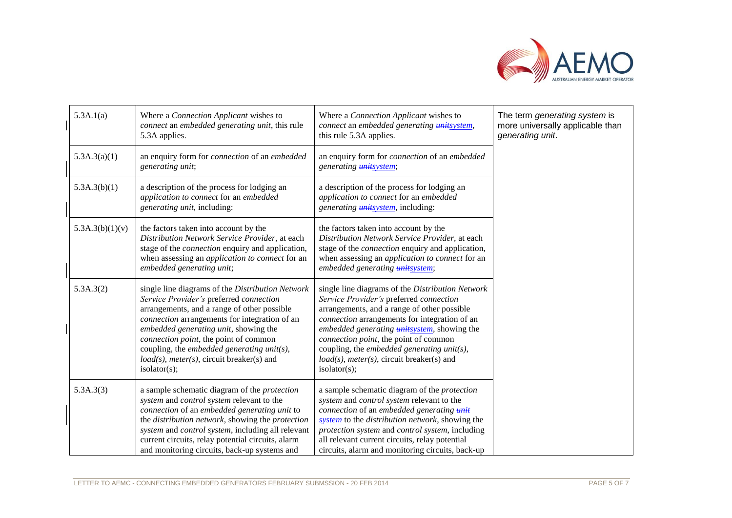| 5.3A.1(a) | Where a *Connection Applicant* wishes to *connect* an *embedded generating unit*, this rule 5.3A applies. | Where a *Connection Applicant* wishes to *connect* an *embedded generating* ~~*unit*~~*system*, this rule 5.3A applies. | The term *generating system* is more universally applicable than *generating unit*. |
|---|---|---|---|
| 5.3A.3(a)(1) | an enquiry form for *connection* of an *embedded generating unit*; | an enquiry form for *connection* of an *embedded generating* ~~*unit*~~*system*; | |
| 5.3A.3(b)(1) | a description of the process for lodging an *application to connect* for an *embedded generating unit*, including: | a description of the process for lodging an *application to connect* for an *embedded generating* ~~*unit*~~*system*, including: | |
| 5.3A.3(b)(1)(v) | the factors taken into account by the *Distribution Network Service Provider*, at each stage of the *connection* enquiry and application, when assessing an *application to connect* for an *embedded generating unit*; | the factors taken into account by the *Distribution Network Service Provider*, at each stage of the *connection* enquiry and application, when assessing an *application to connect* for an *embedded generating* ~~*unit*~~*system*; | |
| 5.3A.3(2) | single line diagrams of the *Distribution Network Service Provider's* preferred *connection* arrangements, and a range of other possible *connection* arrangements for integration of an *embedded generating unit*, showing the *connection point*, the point of common coupling, the *embedded generating unit(s)*, *load(s)*, *meter(s)*, circuit breaker(s) and isolator(s); | single line diagrams of the *Distribution Network Service Provider's* preferred *connection* arrangements, and a range of other possible *connection* arrangements for integration of an *embedded generating* ~~*unit*~~*system*, showing the *connection point*, the point of common coupling, the *embedded generating unit(s)*, *load(s)*, *meter(s)*, circuit breaker(s) and isolator(s); | |
| 5.3A.3(3) | a sample schematic diagram of the *protection system* and *control system* relevant to the *connection* of an *embedded generating unit* to the *distribution network*, showing the *protection system* and *control system*, including all relevant current circuits, relay potential circuits, alarm and monitoring circuits, back-up systems and | a sample schematic diagram of the *protection system* and *control system* relevant to the *connection* of an *embedded generating* ~~*unit*~~ *system* to the *distribution network*, showing the *protection system* and *control system*, including all relevant current circuits, relay potential circuits, alarm and monitoring circuits, back-up | |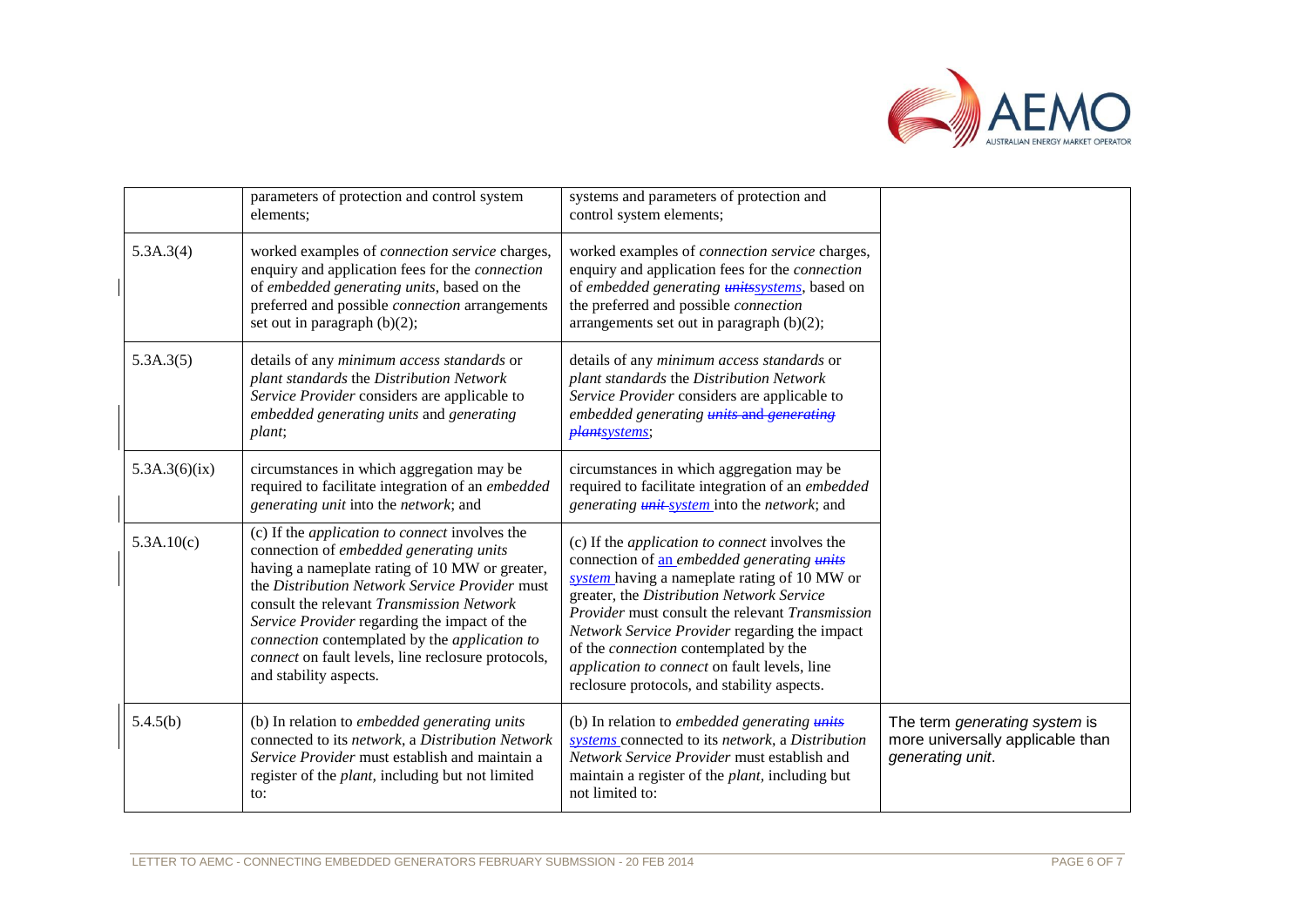|  |  |  |  |
|---|---|---|---|
|  | parameters of protection and control system elements; | systems and parameters of protection and control system elements; |  |
| 5.3A.3(4) | worked examples of *connection service* charges, enquiry and application fees for the *connection* of *embedded generating units*, based on the preferred and possible *connection* arrangements set out in paragraph (b)(2); | worked examples of *connection service* charges, enquiry and application fees for the *connection* of *embedded generating ~~units~~systems*, based on the preferred and possible *connection* arrangements set out in paragraph (b)(2); |  |
| 5.3A.3(5) | details of any *minimum access standards* or *plant standards* the *Distribution Network Service Provider* considers are applicable to *embedded generating units* and *generating plant*; | details of any *minimum access standards* or *plant standards* the *Distribution Network Service Provider* considers are applicable to *embedded generating ~~units~~ ~~and generating plant~~systems*; |  |
| 5.3A.3(6)(ix) | circumstances in which aggregation may be required to facilitate integration of an *embedded generating unit* into the *network*; and | circumstances in which aggregation may be required to facilitate integration of an *embedded generating ~~unit~~ system* into the *network*; and |  |
| 5.3A.10(c) | (c) If the *application to connect* involves the connection of *embedded generating units* having a nameplate rating of 10 MW or greater, the *Distribution Network Service Provider* must consult the relevant *Transmission Network Service Provider* regarding the impact of the *connection* contemplated by the *application to connect* on fault levels, line reclosure protocols, and stability aspects. | (c) If the *application to connect* involves the connection of an *embedded generating ~~units~~ system* having a nameplate rating of 10 MW or greater, the *Distribution Network Service Provider* must consult the relevant *Transmission Network Service Provider* regarding the impact of the *connection* contemplated by the *application to connect* on fault levels, line reclosure protocols, and stability aspects. |  |
| 5.4.5(b) | (b) In relation to *embedded generating units* connected to its *network*, a *Distribution Network Service Provider* must establish and maintain a register of the *plant*, including but not limited to: | (b) In relation to *embedded generating ~~units~~ systems* connected to its *network*, a *Distribution Network Service Provider* must establish and maintain a register of the *plant*, including but not limited to: | The term *generating system* is more universally applicable than *generating unit*. |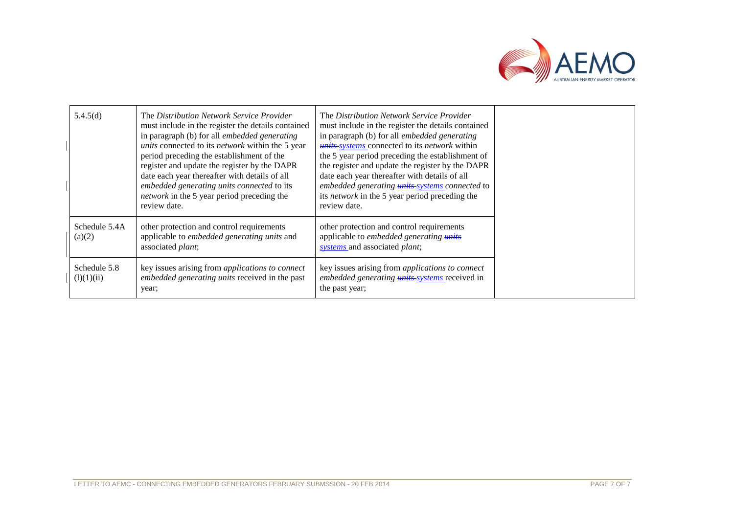| | | | |
|---|---|---|---|
| 5.4.5(d) | The *Distribution Network Service Provider* must include in the register the details contained in paragraph (b) for all *embedded generating units* connected to its *network* within the 5 year period preceding the establishment of the register and update the register by the DAPR date each year thereafter with details of all *embedded generating units connected* to its *network* in the 5 year period preceding the review date. | The *Distribution Network Service Provider* must include in the register the details contained in paragraph (b) for all *embedded generating* ~~*units*~~ *systems* connected to its *network* within the 5 year period preceding the establishment of the register and update the register by the DAPR date each year thereafter with details of all *embedded generating* ~~*units*~~ *systems connected* to its *network* in the 5 year period preceding the review date. | |
| Schedule 5.4A (a)(2) | other protection and control requirements applicable to *embedded generating units* and associated *plant*; | other protection and control requirements applicable to *embedded generating* ~~*units*~~ *systems* and associated *plant*; | |
| Schedule 5.8 (l)(1)(ii) | key issues arising from *applications to connect embedded generating units* received in the past year; | key issues arising from *applications to connect embedded generating* ~~*units*~~ *systems* received in the past year; | |